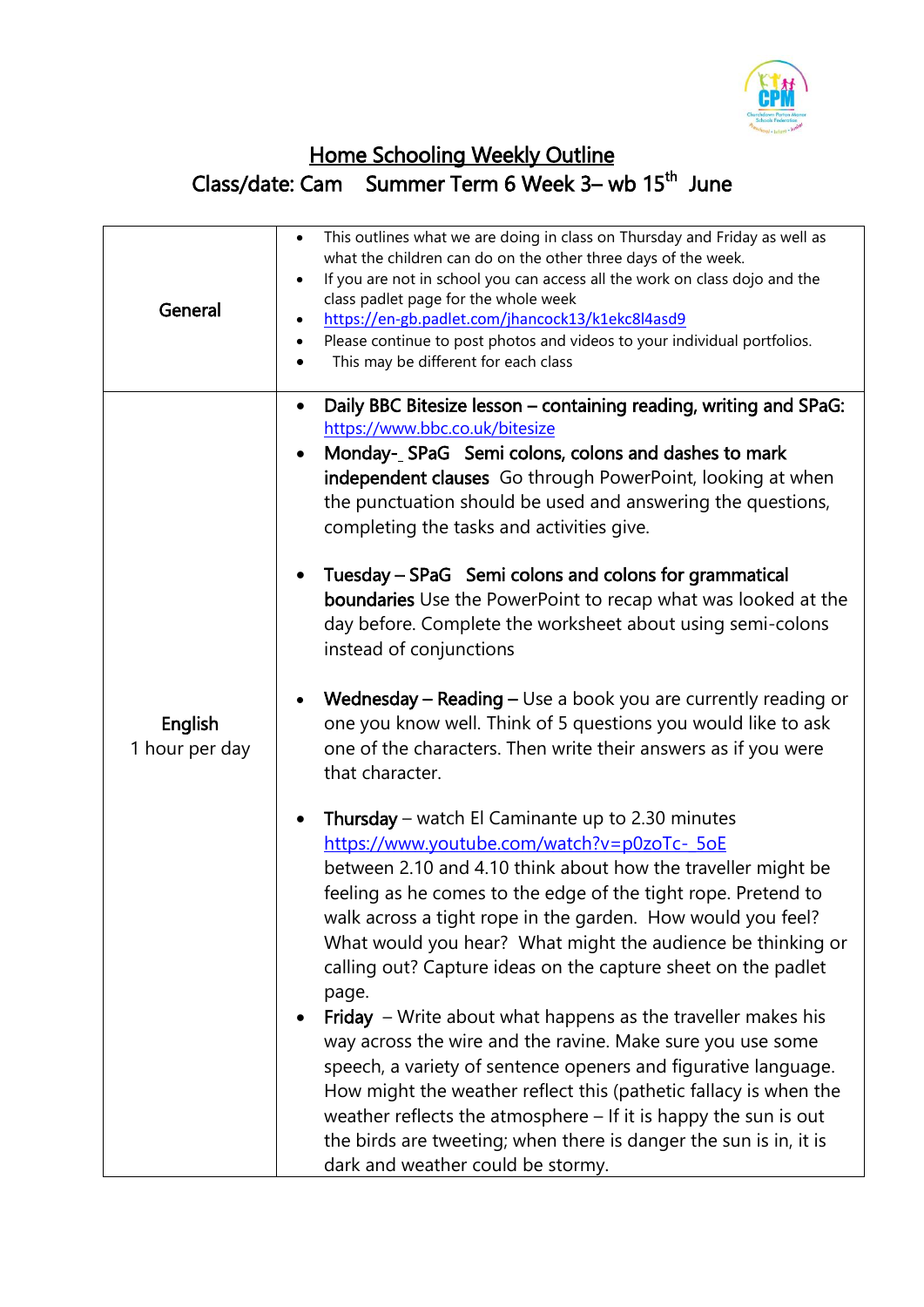# Home Schooling Weekly Outline

## Class/date: Cam Summer Term 6 Week 3– wb 15th June

| | |
|---|---|
| General | • This outlines what we are doing in class on Thursday and Friday as well as what the children can do on the other three days of the week.<br>• If you are not in school you can access all the work on class dojo and the class padlet page for the whole week<br>• https://en-gb.padlet.com/jhancock13/k1ekc8l4asd9<br>• Please continue to post photos and videos to your individual portfolios.<br>• This may be different for each class |
| English<br>1 hour per day | • **Daily BBC Bitesize lesson – containing reading, writing and SPaG:** https://www.bbc.co.uk/bitesize<br>• **Monday-_ SPaG Semi colons, colons and dashes to mark independent clauses** Go through PowerPoint, looking at when the punctuation should be used and answering the questions, completing the tasks and activities give.<br><br>• **Tuesday – SPaG Semi colons and colons for grammatical boundaries** Use the PowerPoint to recap what was looked at the day before. Complete the worksheet about using semi-colons instead of conjunctions<br><br>• **Wednesday – Reading –** Use a book you are currently reading or one you know well. Think of 5 questions you would like to ask one of the characters. Then write their answers as if you were that character.<br><br>• **Thursday** – watch El Caminante up to 2.30 minutes https://www.youtube.com/watch?v=p0zoTc-_5oE between 2.10 and 4.10 think about how the traveller might be feeling as he comes to the edge of the tight rope. Pretend to walk across a tight rope in the garden. How would you feel? What would you hear? What might the audience be thinking or calling out? Capture ideas on the capture sheet on the padlet page.<br>• **Friday** – Write about what happens as the traveller makes his way across the wire and the ravine. Make sure you use some speech, a variety of sentence openers and figurative language. How might the weather reflect this (pathetic fallacy is when the weather reflects the atmosphere – If it is happy the sun is out the birds are tweeting; when there is danger the sun is in, it is dark and weather could be stormy. |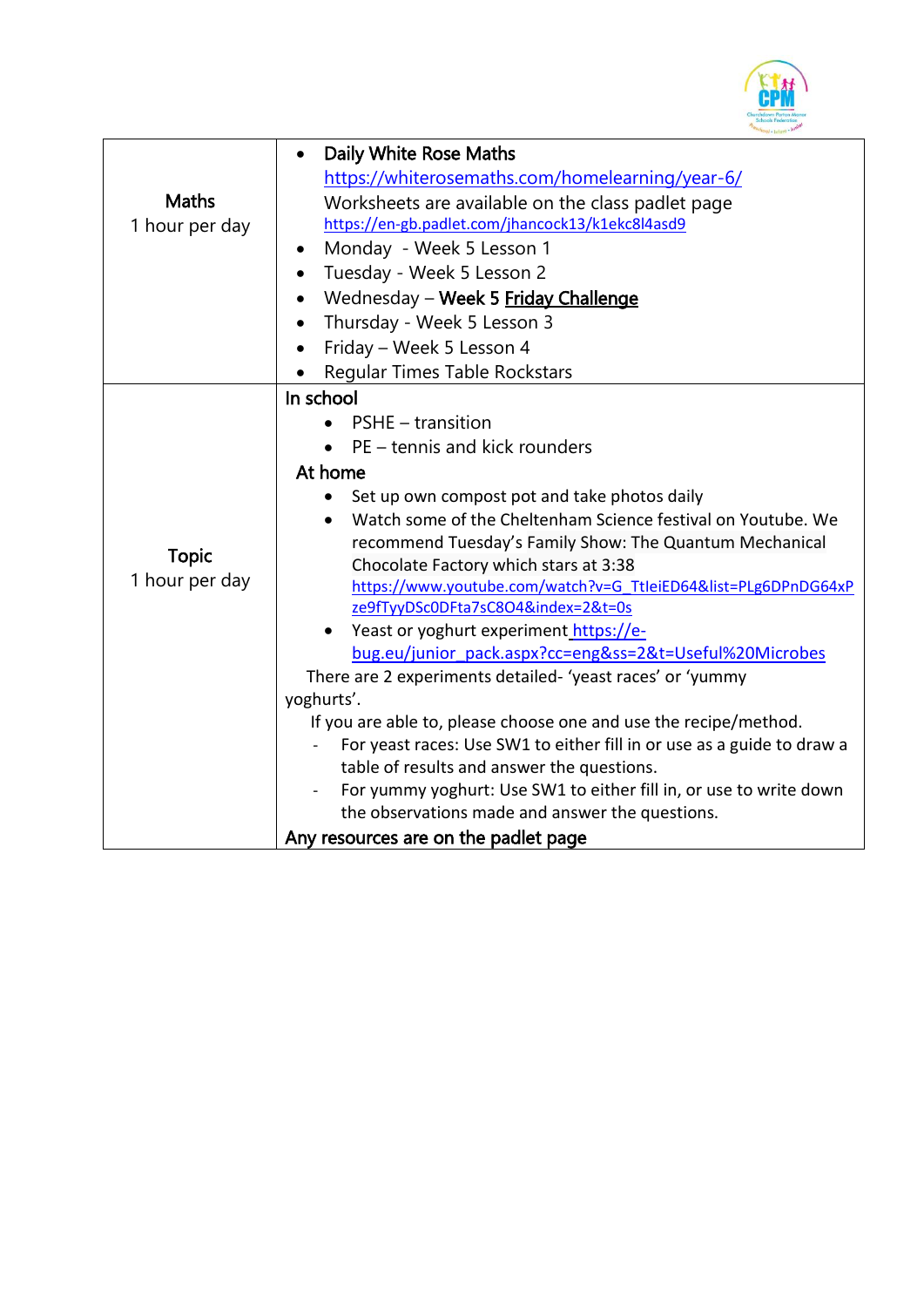| | |
|---|---|
| **Maths**<br>1 hour per day | • **Daily White Rose Maths**<br>https://whiterosemaths.com/homelearning/year-6/<br>Worksheets are available on the class padlet page<br>https://en-gb.padlet.com/jhancock13/k1ekc8l4asd9<br>• Monday - Week 5 Lesson 1<br>• Tuesday - Week 5 Lesson 2<br>• Wednesday – **Week 5 Friday Challenge**<br>• Thursday - Week 5 Lesson 3<br>• Friday – Week 5 Lesson 4<br>• Regular Times Table Rockstars |
| **Topic**<br>1 hour per day | **In school**<br>• PSHE – transition<br>• PE – tennis and kick rounders<br>**At home**<br>• Set up own compost pot and take photos daily<br>• Watch some of the Cheltenham Science festival on Youtube. We recommend Tuesday's Family Show: The Quantum Mechanical Chocolate Factory which stars at 3:38 https://www.youtube.com/watch?v=G_TtleiED64&list=PLg6DPnDG64xPze9fTyyDSc0DFta7sC8O4&index=2&t=0s<br>• Yeast or yoghurt experiment https://e-bug.eu/junior_pack.aspx?cc=eng&ss=2&t=Useful%20Microbes<br>There are 2 experiments detailed- 'yeast races' or 'yummy yoghurts'.<br>If you are able to, please choose one and use the recipe/method.<br>- For yeast races: Use SW1 to either fill in or use as a guide to draw a table of results and answer the questions.<br>- For yummy yoghurt: Use SW1 to either fill in, or use to write down the observations made and answer the questions.<br>**Any resources are on the padlet page** |